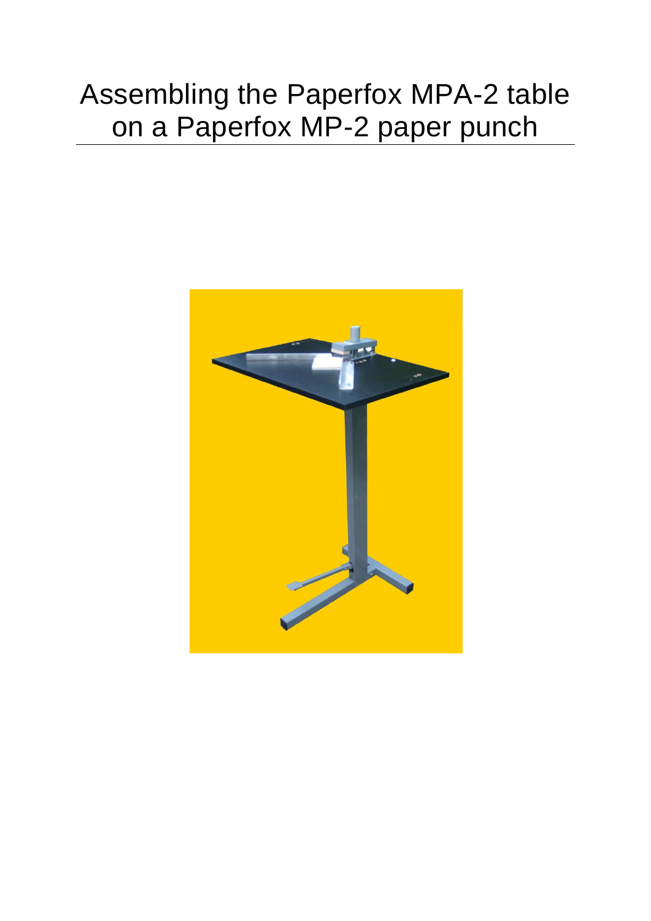# Assembling the Paperfox MPA-2 table on a Paperfox MP-2 paper punch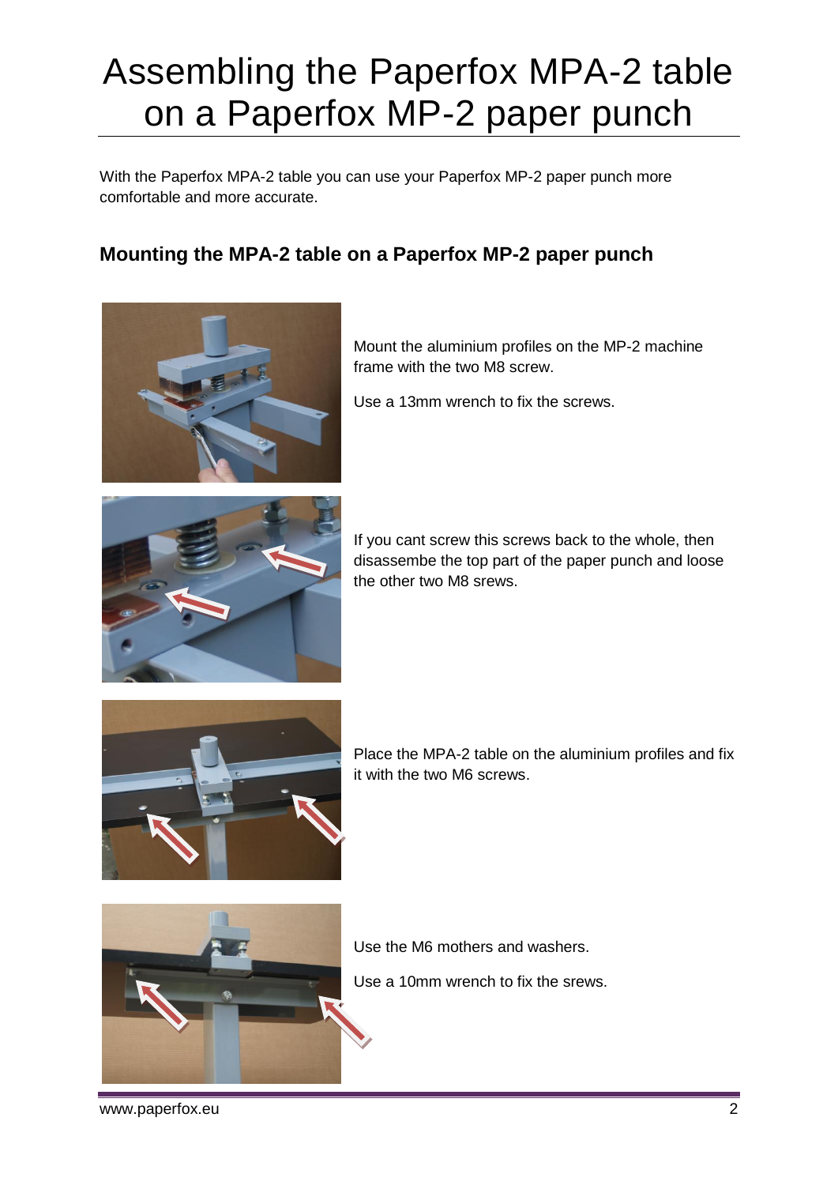# Assembling the Paperfox MPA-2 table on a Paperfox MP-2 paper punch

With the Paperfox MPA-2 table you can use your Paperfox MP-2 paper punch more comfortable and more accurate.

## Mounting the MPA-2 table on a Paperfox MP-2 paper punch

Mount the aluminium profiles on the MP-2 machine frame with the two M8 screw.

Use a 13mm wrench to fix the screws.

If you cant screw this screws back to the whole, then disassembe the top part of the paper punch and loose the other two M8 srews.

Place the MPA-2 table on the aluminium profiles and fix it with the two M6 screws.

Use the M6 mothers and washers.

Use a 10mm wrench to fix the srews.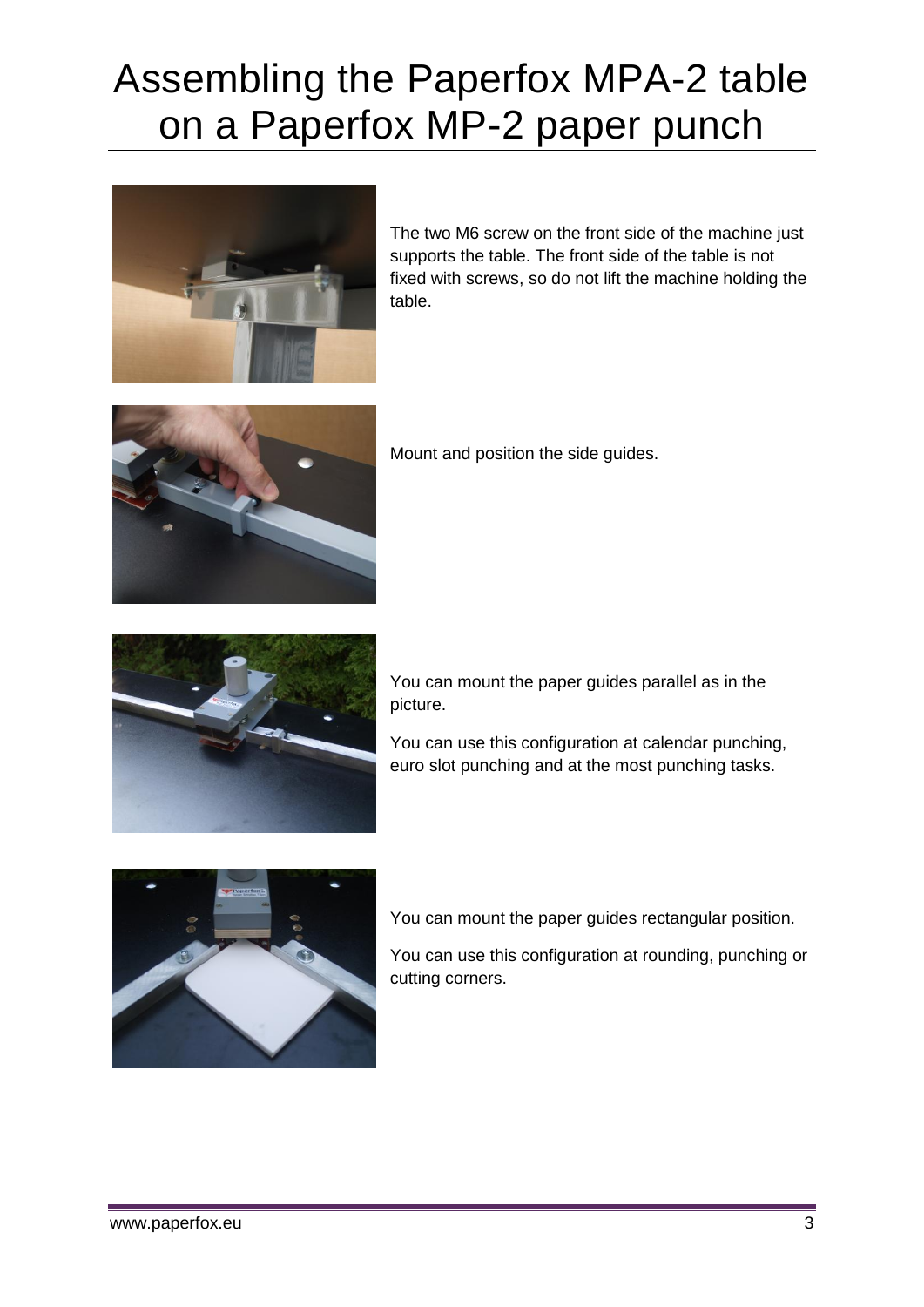# Assembling the Paperfox MPA-2 table on a Paperfox MP-2 paper punch

The two M6 screw on the front side of the machine just supports the table. The front side of the table is not fixed with screws, so do not lift the machine holding the table.

Mount and position the side guides.

You can mount the paper guides parallel as in the picture.

You can use this configuration at calendar punching, euro slot punching and at the most punching tasks.

You can mount the paper guides rectangular position.

You can use this configuration at rounding, punching or cutting corners.